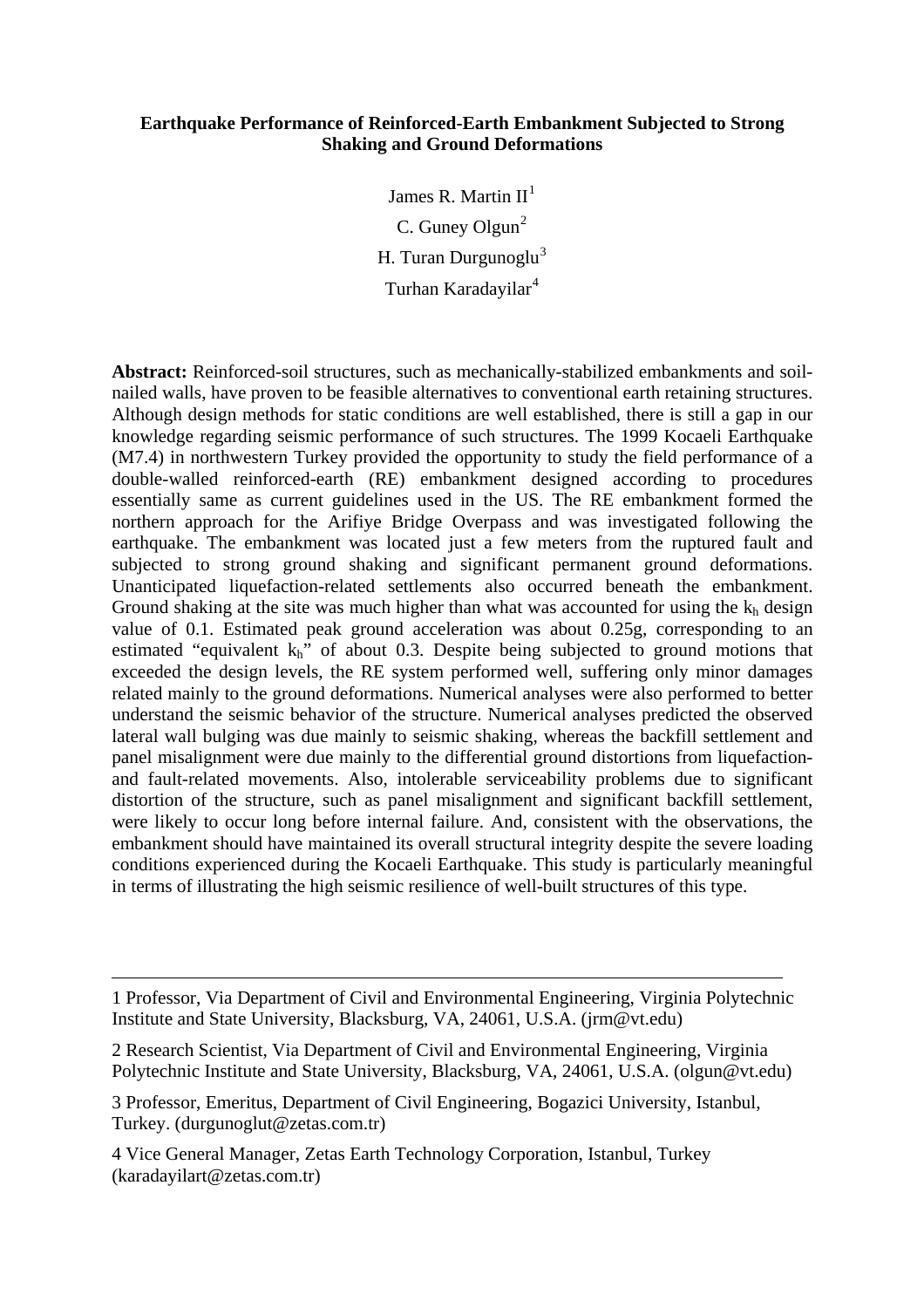**Earthquake Performance of Reinforced-Earth Embankment Subjected to Strong Shaking and Ground Deformations**

James R. Martin II[1]

C. Guney Olgun[2]

H. Turan Durgunoglu[3]

Turhan Karadayilar[4]

**Abstract:** Reinforced-soil structures, such as mechanically-stabilized embankments and soil-nailed walls, have proven to be feasible alternatives to conventional earth retaining structures. Although design methods for static conditions are well established, there is still a gap in our knowledge regarding seismic performance of such structures. The 1999 Kocaeli Earthquake (M7.4) in northwestern Turkey provided the opportunity to study the field performance of a double-walled reinforced-earth (RE) embankment designed according to procedures essentially same as current guidelines used in the US. The RE embankment formed the northern approach for the Arifiye Bridge Overpass and was investigated following the earthquake. The embankment was located just a few meters from the ruptured fault and subjected to strong ground shaking and significant permanent ground deformations. Unanticipated liquefaction-related settlements also occurred beneath the embankment. Ground shaking at the site was much higher than what was accounted for using the $k_h$ design value of 0.1. Estimated peak ground acceleration was about 0.25g, corresponding to an estimated "equivalent $k_h$" of about 0.3. Despite being subjected to ground motions that exceeded the design levels, the RE system performed well, suffering only minor damages related mainly to the ground deformations. Numerical analyses were also performed to better understand the seismic behavior of the structure. Numerical analyses predicted the observed lateral wall bulging was due mainly to seismic shaking, whereas the backfill settlement and panel misalignment were due mainly to the differential ground distortions from liquefaction- and fault-related movements. Also, intolerable serviceability problems due to significant distortion of the structure, such as panel misalignment and significant backfill settlement, were likely to occur long before internal failure. And, consistent with the observations, the embankment should have maintained its overall structural integrity despite the severe loading conditions experienced during the Kocaeli Earthquake. This study is particularly meaningful in terms of illustrating the high seismic resilience of well-built structures of this type.

---

1 Professor, Via Department of Civil and Environmental Engineering, Virginia Polytechnic Institute and State University, Blacksburg, VA, 24061, U.S.A. (jrm@vt.edu)

2 Research Scientist, Via Department of Civil and Environmental Engineering, Virginia Polytechnic Institute and State University, Blacksburg, VA, 24061, U.S.A. (olgun@vt.edu)

3 Professor, Emeritus, Department of Civil Engineering, Bogazici University, Istanbul, Turkey. (durgunoglut@zetas.com.tr)

4 Vice General Manager, Zetas Earth Technology Corporation, Istanbul, Turkey (karadayilart@zetas.com.tr)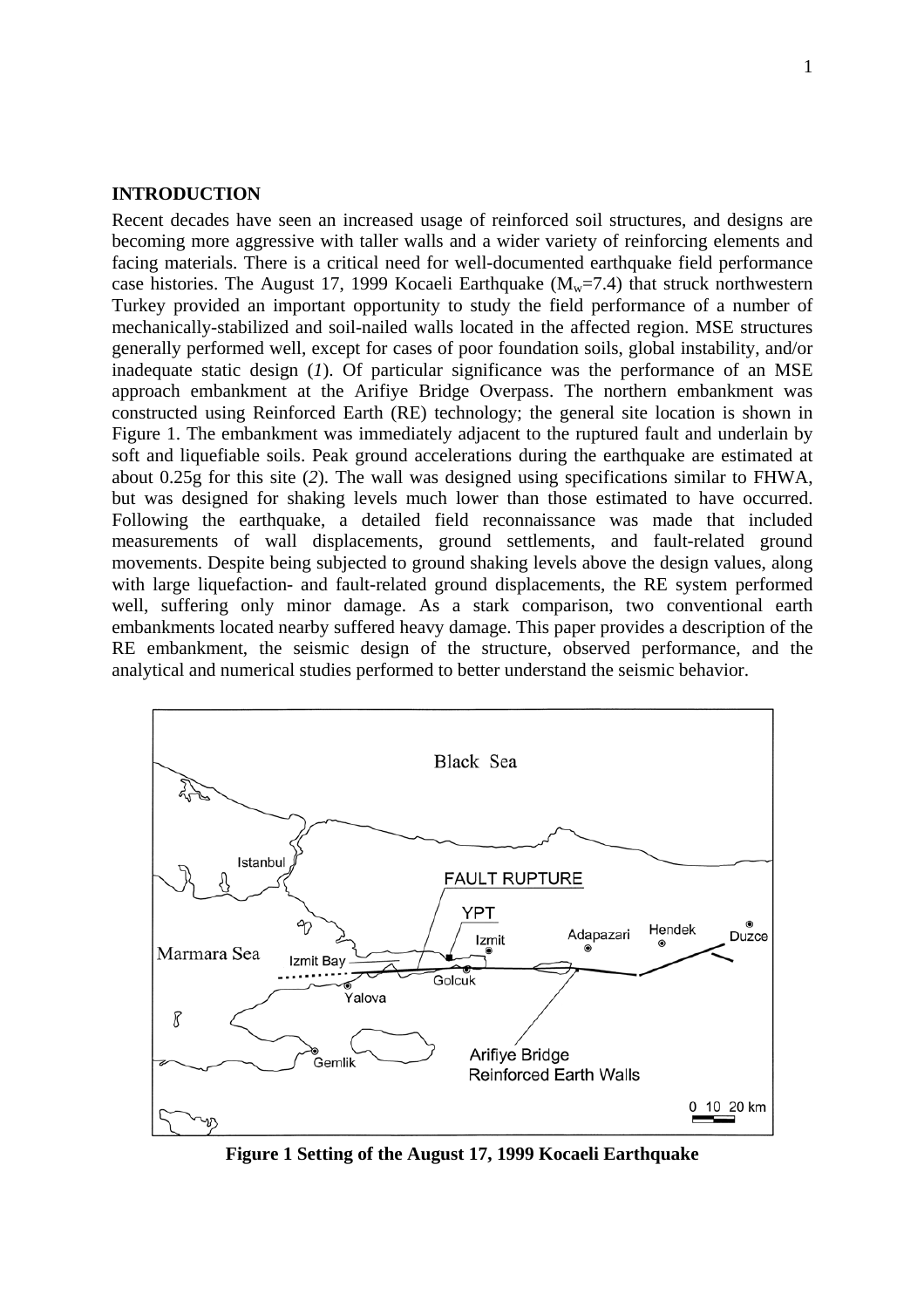## INTRODUCTION

Recent decades have seen an increased usage of reinforced soil structures, and designs are becoming more aggressive with taller walls and a wider variety of reinforcing elements and facing materials. There is a critical need for well-documented earthquake field performance case histories. The August 17, 1999 Kocaeli Earthquake ($M_w$=7.4) that struck northwestern Turkey provided an important opportunity to study the field performance of a number of mechanically-stabilized and soil-nailed walls located in the affected region. MSE structures generally performed well, except for cases of poor foundation soils, global instability, and/or inadequate static design (*1*). Of particular significance was the performance of an MSE approach embankment at the Arifiye Bridge Overpass. The northern embankment was constructed using Reinforced Earth (RE) technology; the general site location is shown in Figure 1. The embankment was immediately adjacent to the ruptured fault and underlain by soft and liquefiable soils. Peak ground accelerations during the earthquake are estimated at about 0.25g for this site (*2*). The wall was designed using specifications similar to FHWA, but was designed for shaking levels much lower than those estimated to have occurred. Following the earthquake, a detailed field reconnaissance was made that included measurements of wall displacements, ground settlements, and fault-related ground movements. Despite being subjected to ground shaking levels above the design values, along with large liquefaction- and fault-related ground displacements, the RE system performed well, suffering only minor damage. As a stark comparison, two conventional earth embankments located nearby suffered heavy damage. This paper provides a description of the RE embankment, the seismic design of the structure, observed performance, and the analytical and numerical studies performed to better understand the seismic behavior.

**Figure 1 Setting of the August 17, 1999 Kocaeli Earthquake**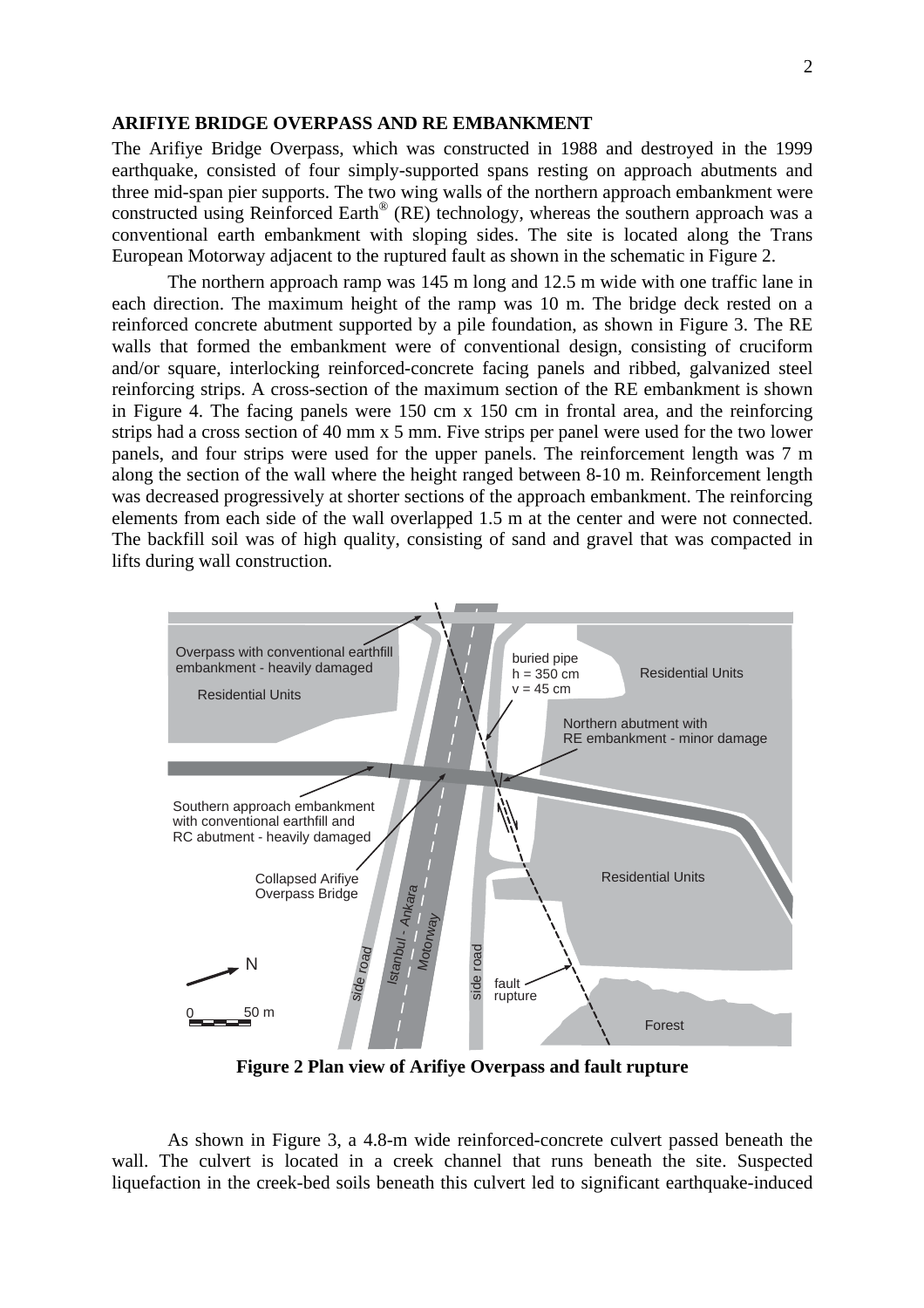## ARIFIYE BRIDGE OVERPASS AND RE EMBANKMENT

The Arifiye Bridge Overpass, which was constructed in 1988 and destroyed in the 1999 earthquake, consisted of four simply-supported spans resting on approach abutments and three mid-span pier supports. The two wing walls of the northern approach embankment were constructed using Reinforced Earth® (RE) technology, whereas the southern approach was a conventional earth embankment with sloping sides. The site is located along the Trans European Motorway adjacent to the ruptured fault as shown in the schematic in Figure 2.

The northern approach ramp was 145 m long and 12.5 m wide with one traffic lane in each direction. The maximum height of the ramp was 10 m. The bridge deck rested on a reinforced concrete abutment supported by a pile foundation, as shown in Figure 3. The RE walls that formed the embankment were of conventional design, consisting of cruciform and/or square, interlocking reinforced-concrete facing panels and ribbed, galvanized steel reinforcing strips. A cross-section of the maximum section of the RE embankment is shown in Figure 4. The facing panels were 150 cm x 150 cm in frontal area, and the reinforcing strips had a cross section of 40 mm x 5 mm. Five strips per panel were used for the two lower panels, and four strips were used for the upper panels. The reinforcement length was 7 m along the section of the wall where the height ranged between 8-10 m. Reinforcement length was decreased progressively at shorter sections of the approach embankment. The reinforcing elements from each side of the wall overlapped 1.5 m at the center and were not connected. The backfill soil was of high quality, consisting of sand and gravel that was compacted in lifts during wall construction.

**Figure 2 Plan view of Arifiye Overpass and fault rupture**

As shown in Figure 3, a 4.8-m wide reinforced-concrete culvert passed beneath the wall. The culvert is located in a creek channel that runs beneath the site. Suspected liquefaction in the creek-bed soils beneath this culvert led to significant earthquake-induced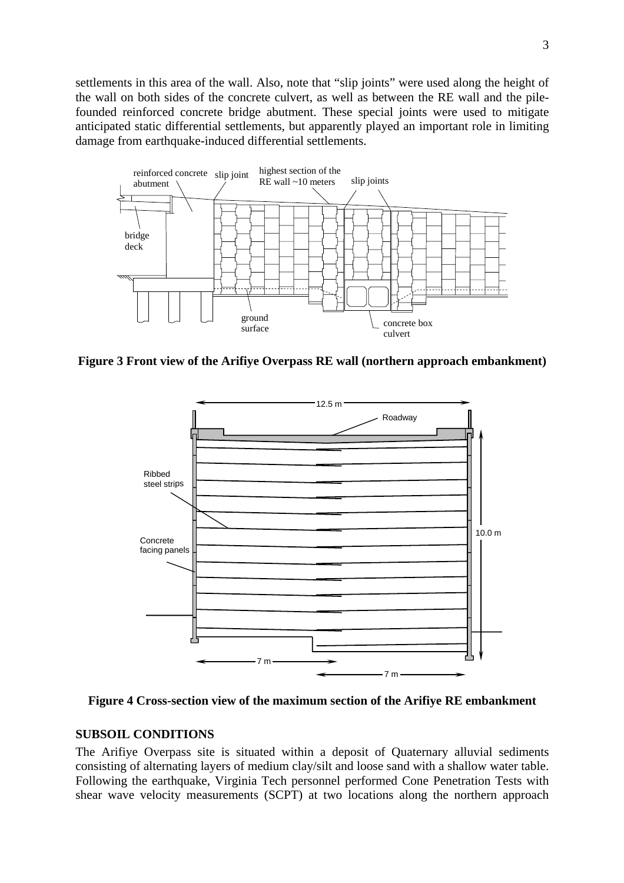settlements in this area of the wall. Also, note that “slip joints” were used along the height of the wall on both sides of the concrete culvert, as well as between the RE wall and the pile-founded reinforced concrete bridge abutment. These special joints were used to mitigate anticipated static differential settlements, but apparently played an important role in limiting damage from earthquake-induced differential settlements.

**Figure 3 Front view of the Arifiye Overpass RE wall (northern approach embankment)**

**Figure 4 Cross-section view of the maximum section of the Arifiye RE embankment**

## SUBSOIL CONDITIONS

The Arifiye Overpass site is situated within a deposit of Quaternary alluvial sediments consisting of alternating layers of medium clay/silt and loose sand with a shallow water table. Following the earthquake, Virginia Tech personnel performed Cone Penetration Tests with shear wave velocity measurements (SCPT) at two locations along the northern approach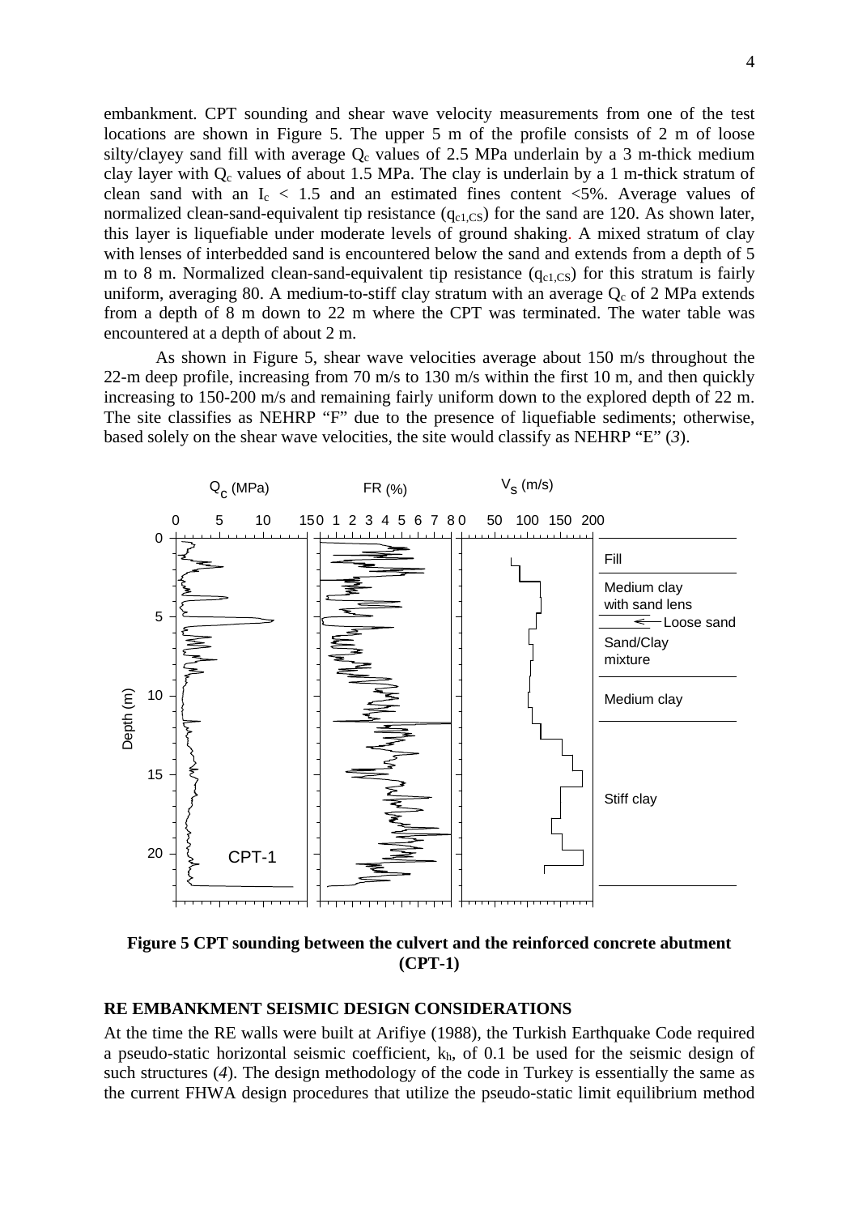embankment. CPT sounding and shear wave velocity measurements from one of the test locations are shown in Figure 5. The upper 5 m of the profile consists of 2 m of loose silty/clayey sand fill with average $Q_c$ values of 2.5 MPa underlain by a 3 m-thick medium clay layer with $Q_c$ values of about 1.5 MPa. The clay is underlain by a 1 m-thick stratum of clean sand with an $I_c < 1.5$ and an estimated fines content <5%. Average values of normalized clean-sand-equivalent tip resistance ($q_{c1,CS}$) for the sand are 120. As shown later, this layer is liquefiable under moderate levels of ground shaking. A mixed stratum of clay with lenses of interbedded sand is encountered below the sand and extends from a depth of 5 m to 8 m. Normalized clean-sand-equivalent tip resistance ($q_{c1,CS}$) for this stratum is fairly uniform, averaging 80. A medium-to-stiff clay stratum with an average $Q_c$ of 2 MPa extends from a depth of 8 m down to 22 m where the CPT was terminated. The water table was encountered at a depth of about 2 m.

As shown in Figure 5, shear wave velocities average about 150 m/s throughout the 22-m deep profile, increasing from 70 m/s to 130 m/s within the first 10 m, and then quickly increasing to 150-200 m/s and remaining fairly uniform down to the explored depth of 22 m. The site classifies as NEHRP "F" due to the presence of liquefiable sediments; otherwise, based solely on the shear wave velocities, the site would classify as NEHRP "E" (*3*).

**Figure 5 CPT sounding between the culvert and the reinforced concrete abutment (CPT-1)**

## RE EMBANKMENT SEISMIC DESIGN CONSIDERATIONS

At the time the RE walls were built at Arifiye (1988), the Turkish Earthquake Code required a pseudo-static horizontal seismic coefficient, $k_h$, of 0.1 be used for the seismic design of such structures (*4*). The design methodology of the code in Turkey is essentially the same as the current FHWA design procedures that utilize the pseudo-static limit equilibrium method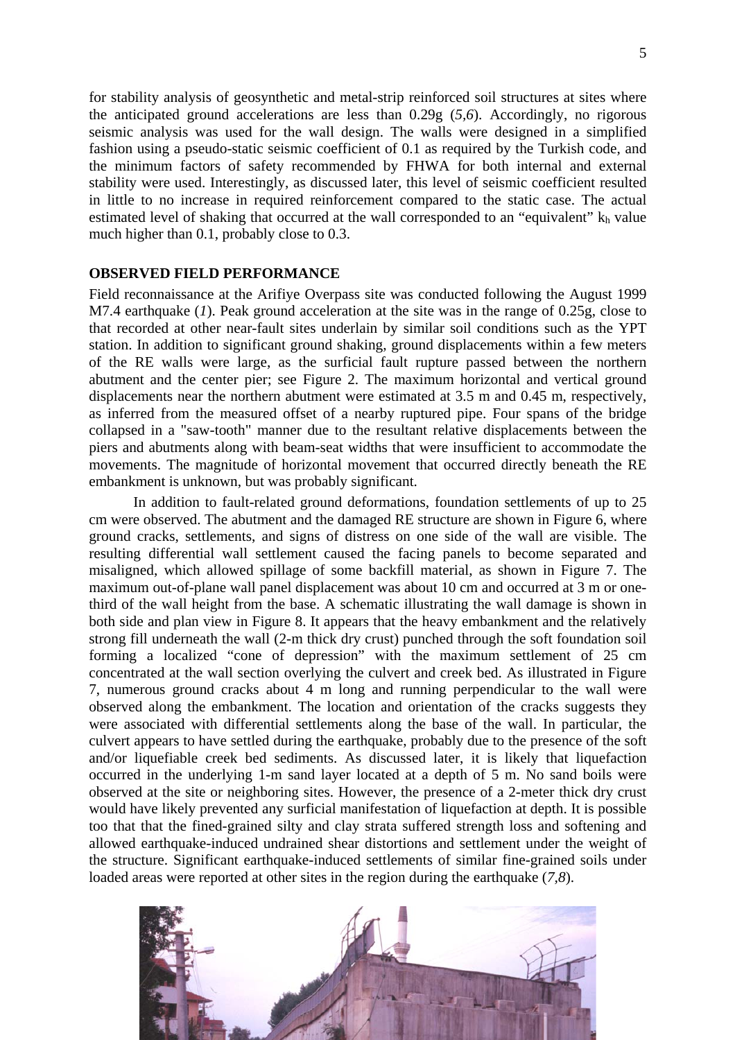for stability analysis of geosynthetic and metal-strip reinforced soil structures at sites where the anticipated ground accelerations are less than 0.29g (*5,6*). Accordingly, no rigorous seismic analysis was used for the wall design. The walls were designed in a simplified fashion using a pseudo-static seismic coefficient of 0.1 as required by the Turkish code, and the minimum factors of safety recommended by FHWA for both internal and external stability were used. Interestingly, as discussed later, this level of seismic coefficient resulted in little to no increase in required reinforcement compared to the static case. The actual estimated level of shaking that occurred at the wall corresponded to an "equivalent" $k_h$ value much higher than 0.1, probably close to 0.3.

## OBSERVED FIELD PERFORMANCE

Field reconnaissance at the Arifiye Overpass site was conducted following the August 1999 M7.4 earthquake (*1*). Peak ground acceleration at the site was in the range of 0.25g, close to that recorded at other near-fault sites underlain by similar soil conditions such as the YPT station. In addition to significant ground shaking, ground displacements within a few meters of the RE walls were large, as the surficial fault rupture passed between the northern abutment and the center pier; see Figure 2. The maximum horizontal and vertical ground displacements near the northern abutment were estimated at 3.5 m and 0.45 m, respectively, as inferred from the measured offset of a nearby ruptured pipe. Four spans of the bridge collapsed in a "saw-tooth" manner due to the resultant relative displacements between the piers and abutments along with beam-seat widths that were insufficient to accommodate the movements. The magnitude of horizontal movement that occurred directly beneath the RE embankment is unknown, but was probably significant.

In addition to fault-related ground deformations, foundation settlements of up to 25 cm were observed. The abutment and the damaged RE structure are shown in Figure 6, where ground cracks, settlements, and signs of distress on one side of the wall are visible. The resulting differential wall settlement caused the facing panels to become separated and misaligned, which allowed spillage of some backfill material, as shown in Figure 7. The maximum out-of-plane wall panel displacement was about 10 cm and occurred at 3 m or one-third of the wall height from the base. A schematic illustrating the wall damage is shown in both side and plan view in Figure 8. It appears that the heavy embankment and the relatively strong fill underneath the wall (2-m thick dry crust) punched through the soft foundation soil forming a localized "cone of depression" with the maximum settlement of 25 cm concentrated at the wall section overlying the culvert and creek bed. As illustrated in Figure 7, numerous ground cracks about 4 m long and running perpendicular to the wall were observed along the embankment. The location and orientation of the cracks suggests they were associated with differential settlements along the base of the wall. In particular, the culvert appears to have settled during the earthquake, probably due to the presence of the soft and/or liquefiable creek bed sediments. As discussed later, it is likely that liquefaction occurred in the underlying 1-m sand layer located at a depth of 5 m. No sand boils were observed at the site or neighboring sites. However, the presence of a 2-meter thick dry crust would have likely prevented any surficial manifestation of liquefaction at depth. It is possible too that that the fined-grained silty and clay strata suffered strength loss and softening and allowed earthquake-induced undrained shear distortions and settlement under the weight of the structure. Significant earthquake-induced settlements of similar fine-grained soils under loaded areas were reported at other sites in the region during the earthquake (*7,8*).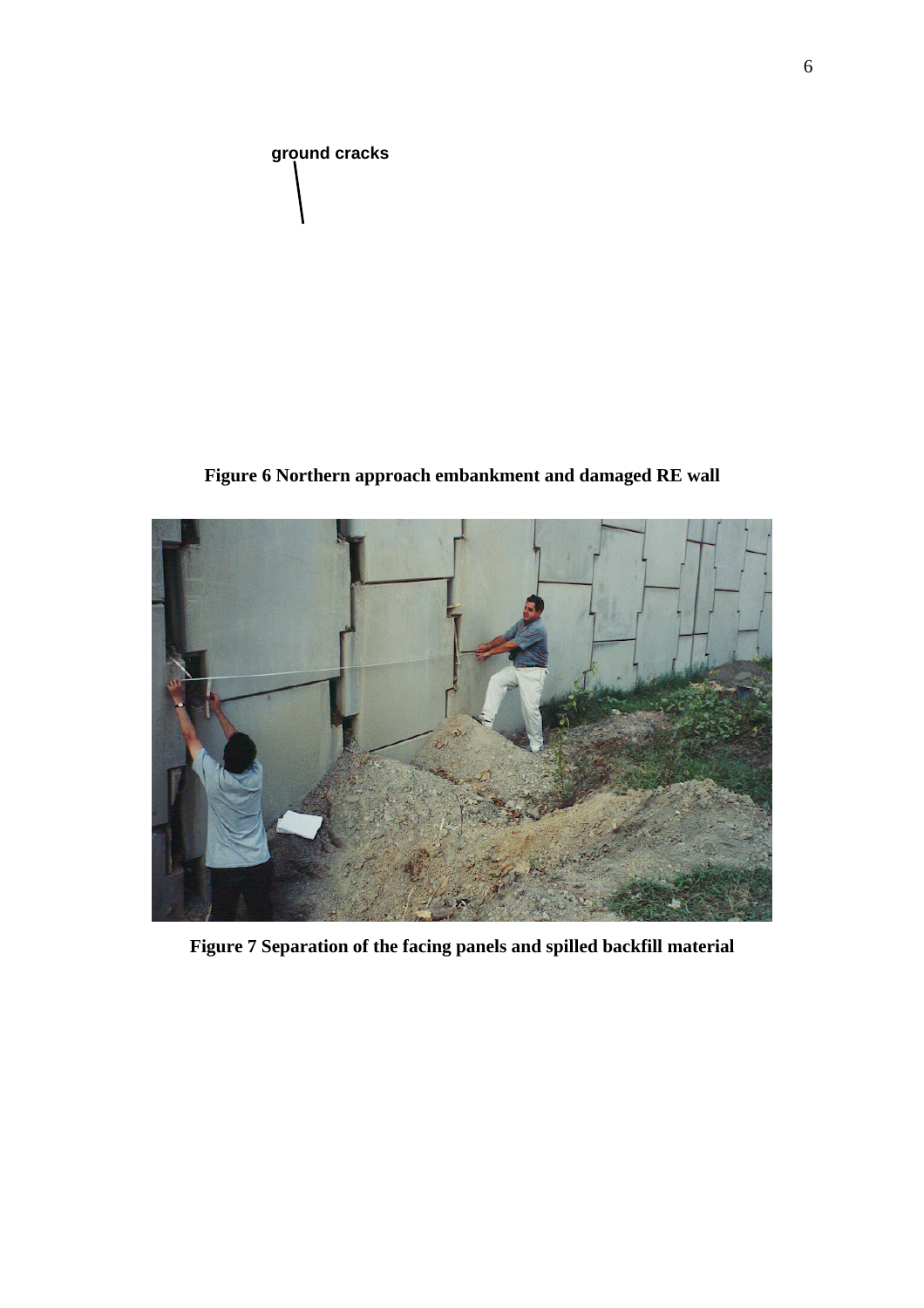ground cracks

**Figure 6 Northern approach embankment and damaged RE wall**

**Figure 7 Separation of the facing panels and spilled backfill material**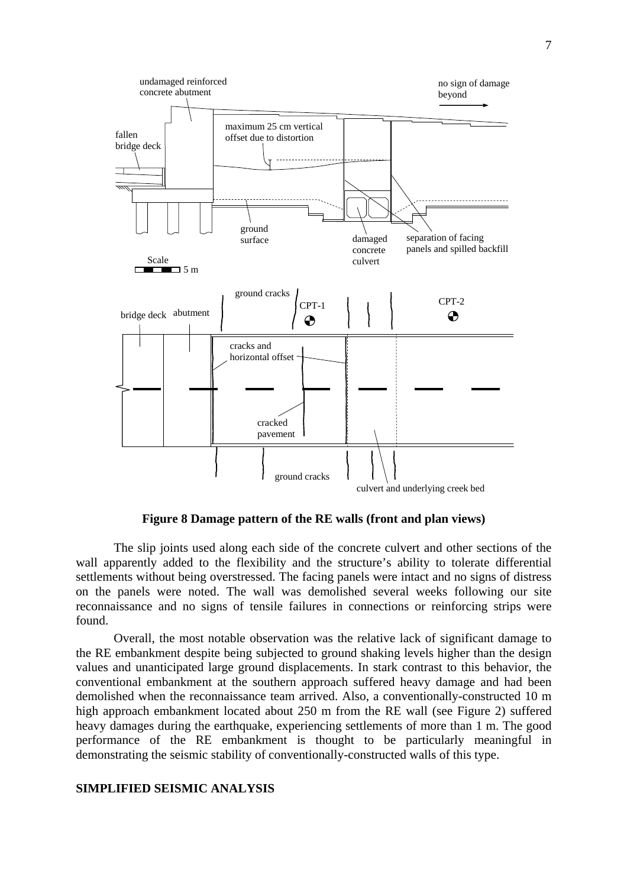**Figure 8 Damage pattern of the RE walls (front and plan views)**

The slip joints used along each side of the concrete culvert and other sections of the wall apparently added to the flexibility and the structure's ability to tolerate differential settlements without being overstressed. The facing panels were intact and no signs of distress on the panels were noted. The wall was demolished several weeks following our site reconnaissance and no signs of tensile failures in connections or reinforcing strips were found.

Overall, the most notable observation was the relative lack of significant damage to the RE embankment despite being subjected to ground shaking levels higher than the design values and unanticipated large ground displacements. In stark contrast to this behavior, the conventional embankment at the southern approach suffered heavy damage and had been demolished when the reconnaissance team arrived. Also, a conventionally-constructed 10 m high approach embankment located about 250 m from the RE wall (see Figure 2) suffered heavy damages during the earthquake, experiencing settlements of more than 1 m. The good performance of the RE embankment is thought to be particularly meaningful in demonstrating the seismic stability of conventionally-constructed walls of this type.

## SIMPLIFIED SEISMIC ANALYSIS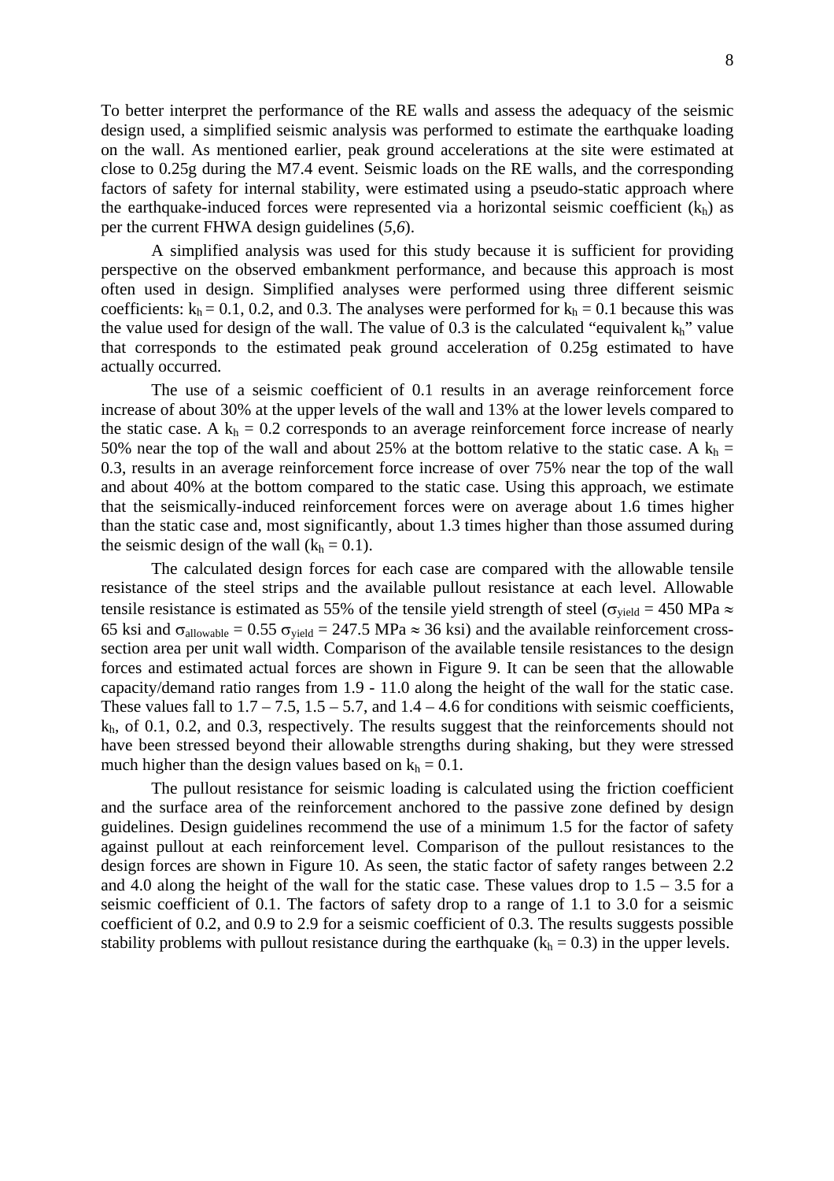To better interpret the performance of the RE walls and assess the adequacy of the seismic design used, a simplified seismic analysis was performed to estimate the earthquake loading on the wall. As mentioned earlier, peak ground accelerations at the site were estimated at close to 0.25g during the M7.4 event. Seismic loads on the RE walls, and the corresponding factors of safety for internal stability, were estimated using a pseudo-static approach where the earthquake-induced forces were represented via a horizontal seismic coefficient ($k_h$) as per the current FHWA design guidelines (*5,6*).

A simplified analysis was used for this study because it is sufficient for providing perspective on the observed embankment performance, and because this approach is most often used in design. Simplified analyses were performed using three different seismic coefficients: $k_h = 0.1$, 0.2, and 0.3. The analyses were performed for $k_h = 0.1$ because this was the value used for design of the wall. The value of 0.3 is the calculated "equivalent $k_h$" value that corresponds to the estimated peak ground acceleration of 0.25g estimated to have actually occurred.

The use of a seismic coefficient of 0.1 results in an average reinforcement force increase of about 30% at the upper levels of the wall and 13% at the lower levels compared to the static case. A $k_h = 0.2$ corresponds to an average reinforcement force increase of nearly 50% near the top of the wall and about 25% at the bottom relative to the static case. A $k_h = 0.3$, results in an average reinforcement force increase of over 75% near the top of the wall and about 40% at the bottom compared to the static case. Using this approach, we estimate that the seismically-induced reinforcement forces were on average about 1.6 times higher than the static case and, most significantly, about 1.3 times higher than those assumed during the seismic design of the wall ($k_h = 0.1$).

The calculated design forces for each case are compared with the allowable tensile resistance of the steel strips and the available pullout resistance at each level. Allowable tensile resistance is estimated as 55% of the tensile yield strength of steel ($\sigma_{yield} = 450$ MPa $\approx$ 65 ksi and $\sigma_{allowable} = 0.55\ \sigma_{yield} = 247.5$ MPa $\approx$ 36 ksi) and the available reinforcement cross-section area per unit wall width. Comparison of the available tensile resistances to the design forces and estimated actual forces are shown in Figure 9. It can be seen that the allowable capacity/demand ratio ranges from 1.9 - 11.0 along the height of the wall for the static case. These values fall to 1.7 – 7.5, 1.5 – 5.7, and 1.4 – 4.6 for conditions with seismic coefficients, $k_h$, of 0.1, 0.2, and 0.3, respectively. The results suggest that the reinforcements should not have been stressed beyond their allowable strengths during shaking, but they were stressed much higher than the design values based on $k_h = 0.1$.

The pullout resistance for seismic loading is calculated using the friction coefficient and the surface area of the reinforcement anchored to the passive zone defined by design guidelines. Design guidelines recommend the use of a minimum 1.5 for the factor of safety against pullout at each reinforcement level. Comparison of the pullout resistances to the design forces are shown in Figure 10. As seen, the static factor of safety ranges between 2.2 and 4.0 along the height of the wall for the static case. These values drop to 1.5 – 3.5 for a seismic coefficient of 0.1. The factors of safety drop to a range of 1.1 to 3.0 for a seismic coefficient of 0.2, and 0.9 to 2.9 for a seismic coefficient of 0.3. The results suggests possible stability problems with pullout resistance during the earthquake ($k_h = 0.3$) in the upper levels.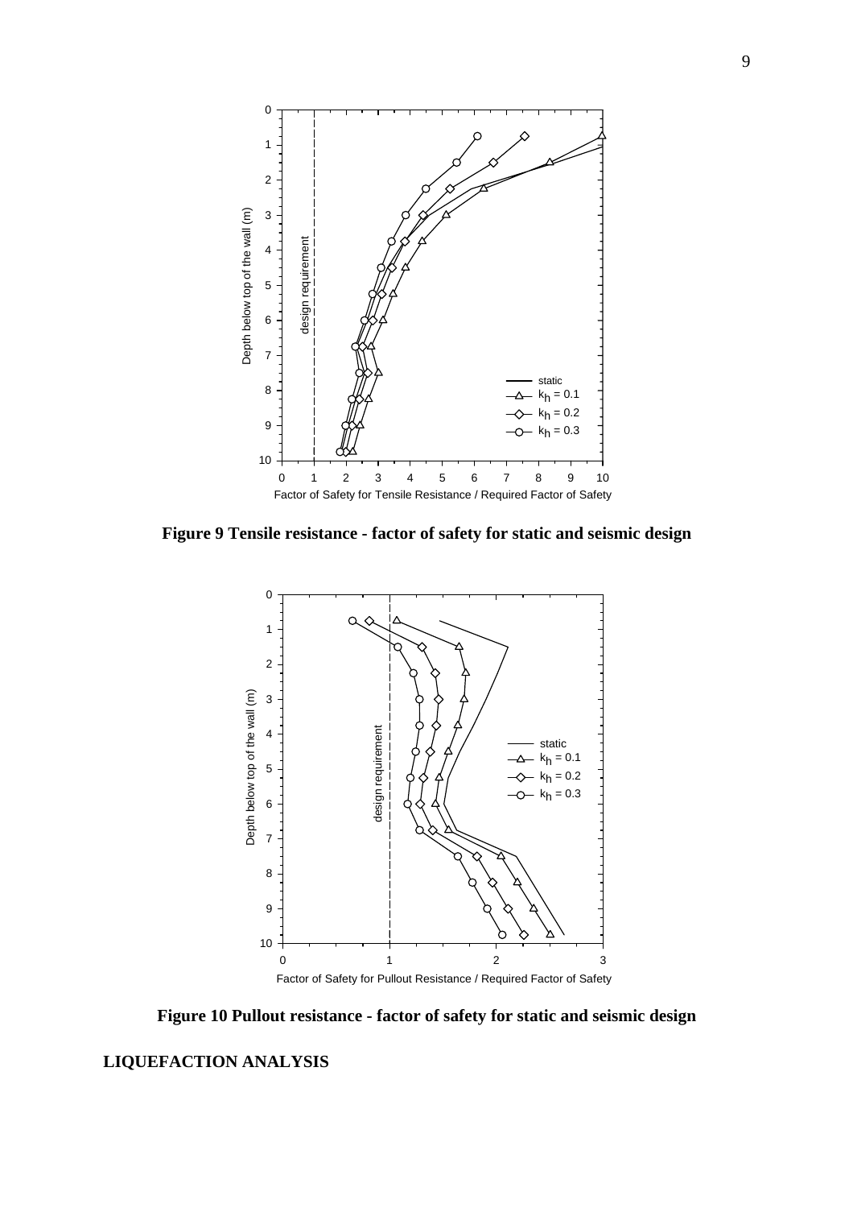**Figure 9 Tensile resistance - factor of safety for static and seismic design**

**Figure 10 Pullout resistance - factor of safety for static and seismic design**

## LIQUEFACTION ANALYSIS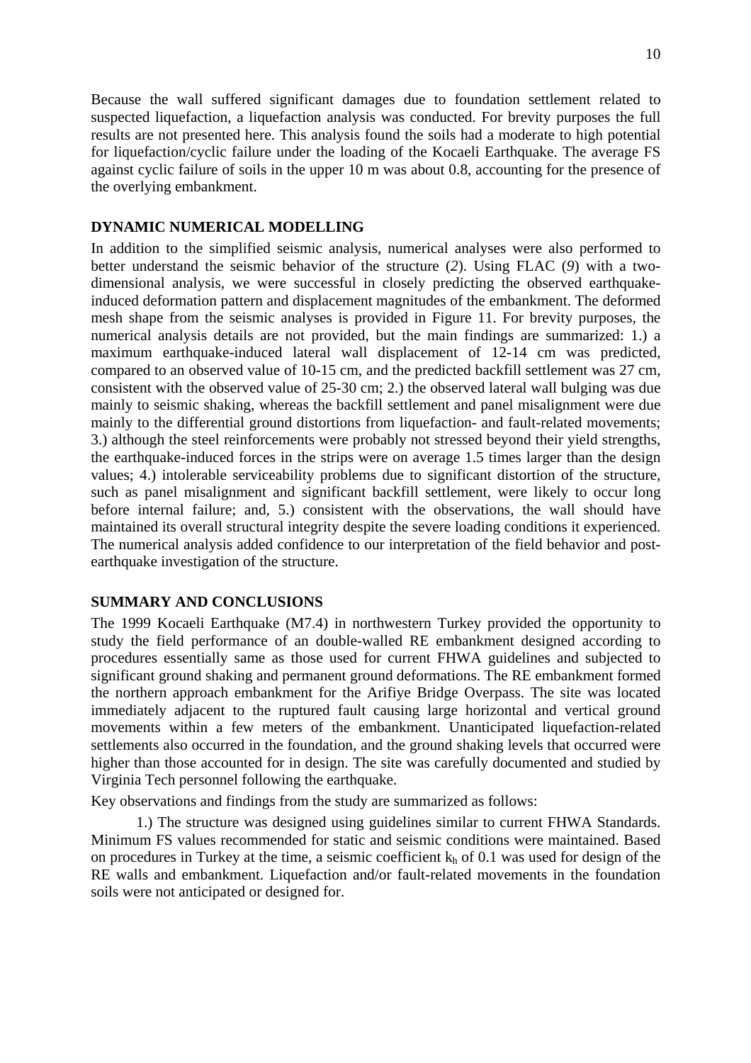Because the wall suffered significant damages due to foundation settlement related to suspected liquefaction, a liquefaction analysis was conducted. For brevity purposes the full results are not presented here. This analysis found the soils had a moderate to high potential for liquefaction/cyclic failure under the loading of the Kocaeli Earthquake. The average FS against cyclic failure of soils in the upper 10 m was about 0.8, accounting for the presence of the overlying embankment.

## DYNAMIC NUMERICAL MODELLING

In addition to the simplified seismic analysis, numerical analyses were also performed to better understand the seismic behavior of the structure (*2*). Using FLAC (*9*) with a two-dimensional analysis, we were successful in closely predicting the observed earthquake-induced deformation pattern and displacement magnitudes of the embankment. The deformed mesh shape from the seismic analyses is provided in Figure 11. For brevity purposes, the numerical analysis details are not provided, but the main findings are summarized: 1.) a maximum earthquake-induced lateral wall displacement of 12-14 cm was predicted, compared to an observed value of 10-15 cm, and the predicted backfill settlement was 27 cm, consistent with the observed value of 25-30 cm; 2.) the observed lateral wall bulging was due mainly to seismic shaking, whereas the backfill settlement and panel misalignment were due mainly to the differential ground distortions from liquefaction- and fault-related movements; 3.) although the steel reinforcements were probably not stressed beyond their yield strengths, the earthquake-induced forces in the strips were on average 1.5 times larger than the design values; 4.) intolerable serviceability problems due to significant distortion of the structure, such as panel misalignment and significant backfill settlement, were likely to occur long before internal failure; and, 5.) consistent with the observations, the wall should have maintained its overall structural integrity despite the severe loading conditions it experienced. The numerical analysis added confidence to our interpretation of the field behavior and post-earthquake investigation of the structure.

## SUMMARY AND CONCLUSIONS

The 1999 Kocaeli Earthquake (M7.4) in northwestern Turkey provided the opportunity to study the field performance of an double-walled RE embankment designed according to procedures essentially same as those used for current FHWA guidelines and subjected to significant ground shaking and permanent ground deformations. The RE embankment formed the northern approach embankment for the Arifiye Bridge Overpass. The site was located immediately adjacent to the ruptured fault causing large horizontal and vertical ground movements within a few meters of the embankment. Unanticipated liquefaction-related settlements also occurred in the foundation, and the ground shaking levels that occurred were higher than those accounted for in design. The site was carefully documented and studied by Virginia Tech personnel following the earthquake.

Key observations and findings from the study are summarized as follows:

1.) The structure was designed using guidelines similar to current FHWA Standards. Minimum FS values recommended for static and seismic conditions were maintained. Based on procedures in Turkey at the time, a seismic coefficient $k_h$ of 0.1 was used for design of the RE walls and embankment. Liquefaction and/or fault-related movements in the foundation soils were not anticipated or designed for.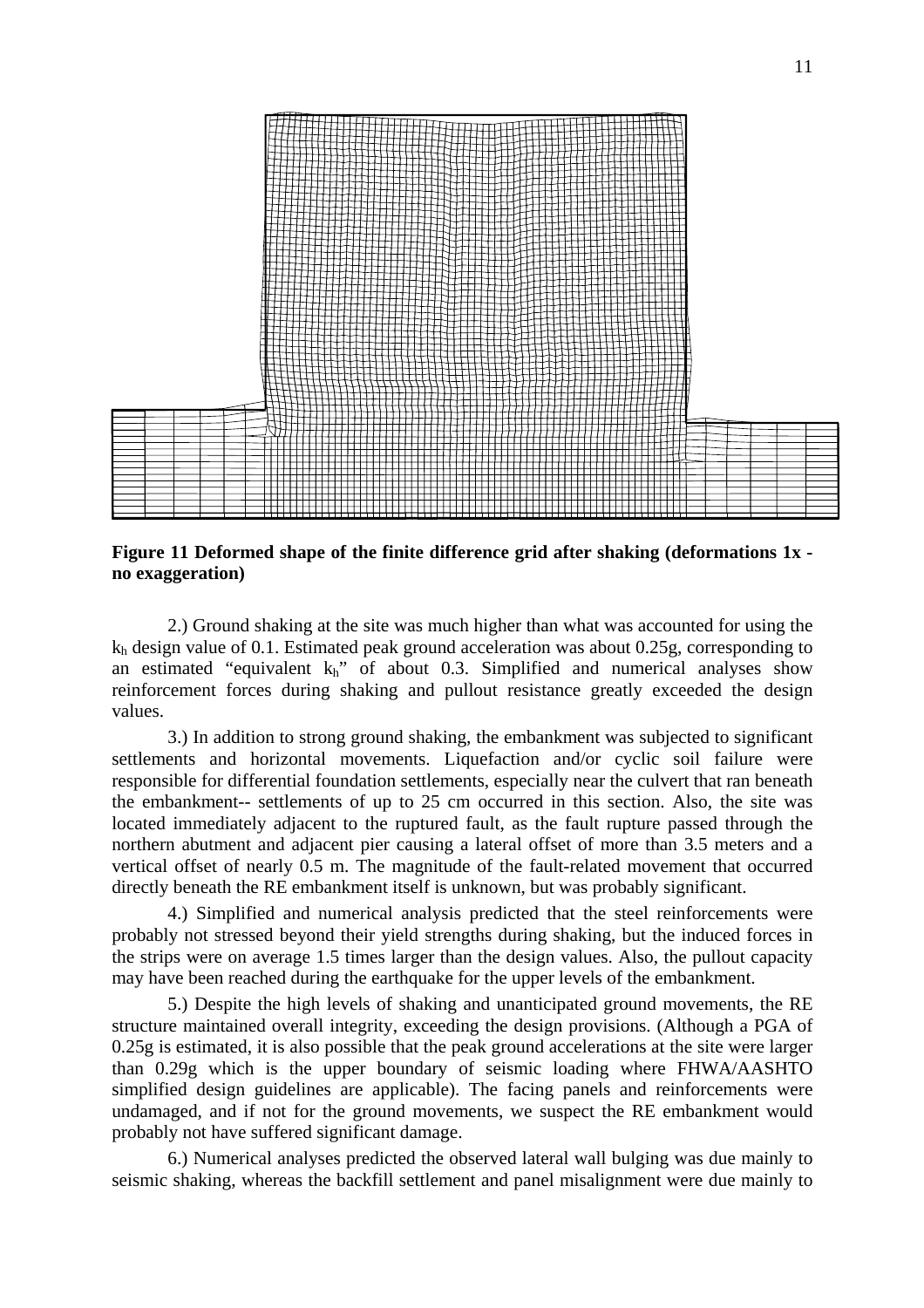**Figure 11 Deformed shape of the finite difference grid after shaking (deformations 1x - no exaggeration)**

2.) Ground shaking at the site was much higher than what was accounted for using the $k_h$ design value of 0.1. Estimated peak ground acceleration was about 0.25g, corresponding to an estimated "equivalent $k_h$" of about 0.3. Simplified and numerical analyses show reinforcement forces during shaking and pullout resistance greatly exceeded the design values.

3.) In addition to strong ground shaking, the embankment was subjected to significant settlements and horizontal movements. Liquefaction and/or cyclic soil failure were responsible for differential foundation settlements, especially near the culvert that ran beneath the embankment-- settlements of up to 25 cm occurred in this section. Also, the site was located immediately adjacent to the ruptured fault, as the fault rupture passed through the northern abutment and adjacent pier causing a lateral offset of more than 3.5 meters and a vertical offset of nearly 0.5 m. The magnitude of the fault-related movement that occurred directly beneath the RE embankment itself is unknown, but was probably significant.

4.) Simplified and numerical analysis predicted that the steel reinforcements were probably not stressed beyond their yield strengths during shaking, but the induced forces in the strips were on average 1.5 times larger than the design values. Also, the pullout capacity may have been reached during the earthquake for the upper levels of the embankment.

5.) Despite the high levels of shaking and unanticipated ground movements, the RE structure maintained overall integrity, exceeding the design provisions. (Although a PGA of 0.25g is estimated, it is also possible that the peak ground accelerations at the site were larger than 0.29g which is the upper boundary of seismic loading where FHWA/AASHTO simplified design guidelines are applicable). The facing panels and reinforcements were undamaged, and if not for the ground movements, we suspect the RE embankment would probably not have suffered significant damage.

6.) Numerical analyses predicted the observed lateral wall bulging was due mainly to seismic shaking, whereas the backfill settlement and panel misalignment were due mainly to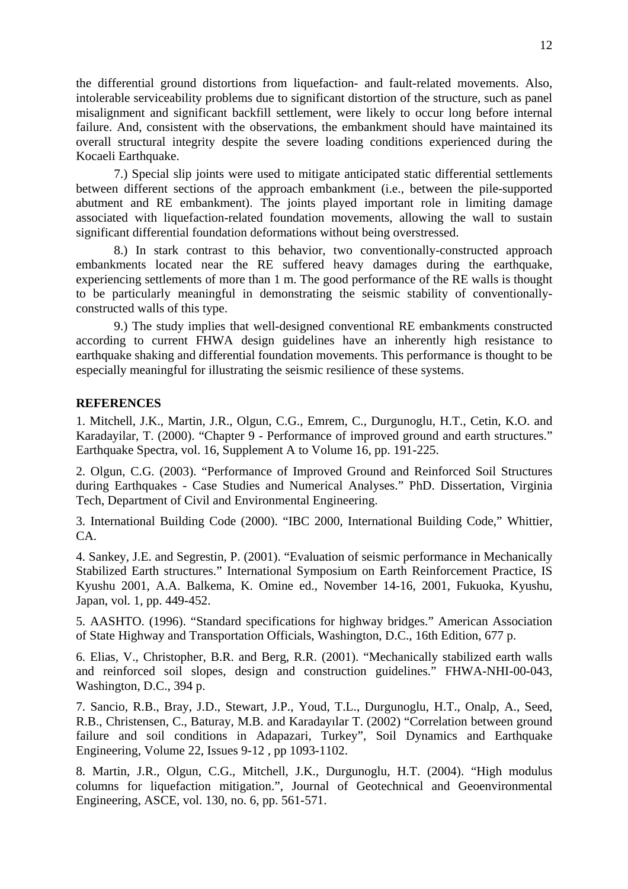the differential ground distortions from liquefaction- and fault-related movements. Also, intolerable serviceability problems due to significant distortion of the structure, such as panel misalignment and significant backfill settlement, were likely to occur long before internal failure. And, consistent with the observations, the embankment should have maintained its overall structural integrity despite the severe loading conditions experienced during the Kocaeli Earthquake.

7.) Special slip joints were used to mitigate anticipated static differential settlements between different sections of the approach embankment (i.e., between the pile-supported abutment and RE embankment). The joints played important role in limiting damage associated with liquefaction-related foundation movements, allowing the wall to sustain significant differential foundation deformations without being overstressed.

8.) In stark contrast to this behavior, two conventionally-constructed approach embankments located near the RE suffered heavy damages during the earthquake, experiencing settlements of more than 1 m. The good performance of the RE walls is thought to be particularly meaningful in demonstrating the seismic stability of conventionally-constructed walls of this type.

9.) The study implies that well-designed conventional RE embankments constructed according to current FHWA design guidelines have an inherently high resistance to earthquake shaking and differential foundation movements. This performance is thought to be especially meaningful for illustrating the seismic resilience of these systems.

**REFERENCES**

1. Mitchell, J.K., Martin, J.R., Olgun, C.G., Emrem, C., Durgunoglu, H.T., Cetin, K.O. and Karadayilar, T. (2000). "Chapter 9 - Performance of improved ground and earth structures." Earthquake Spectra, vol. 16, Supplement A to Volume 16, pp. 191-225.

2. Olgun, C.G. (2003). "Performance of Improved Ground and Reinforced Soil Structures during Earthquakes - Case Studies and Numerical Analyses." PhD. Dissertation, Virginia Tech, Department of Civil and Environmental Engineering.

3. International Building Code (2000). "IBC 2000, International Building Code," Whittier, CA.

4. Sankey, J.E. and Segrestin, P. (2001). "Evaluation of seismic performance in Mechanically Stabilized Earth structures." International Symposium on Earth Reinforcement Practice, IS Kyushu 2001, A.A. Balkema, K. Omine ed., November 14-16, 2001, Fukuoka, Kyushu, Japan, vol. 1, pp. 449-452.

5. AASHTO. (1996). "Standard specifications for highway bridges." American Association of State Highway and Transportation Officials, Washington, D.C., 16th Edition, 677 p.

6. Elias, V., Christopher, B.R. and Berg, R.R. (2001). "Mechanically stabilized earth walls and reinforced soil slopes, design and construction guidelines." FHWA-NHI-00-043, Washington, D.C., 394 p.

7. Sancio, R.B., Bray, J.D., Stewart, J.P., Youd, T.L., Durgunoglu, H.T., Onalp, A., Seed, R.B., Christensen, C., Baturay, M.B. and Karadayılar T. (2002) "Correlation between ground failure and soil conditions in Adapazari, Turkey", Soil Dynamics and Earthquake Engineering, Volume 22, Issues 9-12 , pp 1093-1102.

8. Martin, J.R., Olgun, C.G., Mitchell, J.K., Durgunoglu, H.T. (2004). "High modulus columns for liquefaction mitigation.", Journal of Geotechnical and Geoenvironmental Engineering, ASCE, vol. 130, no. 6, pp. 561-571.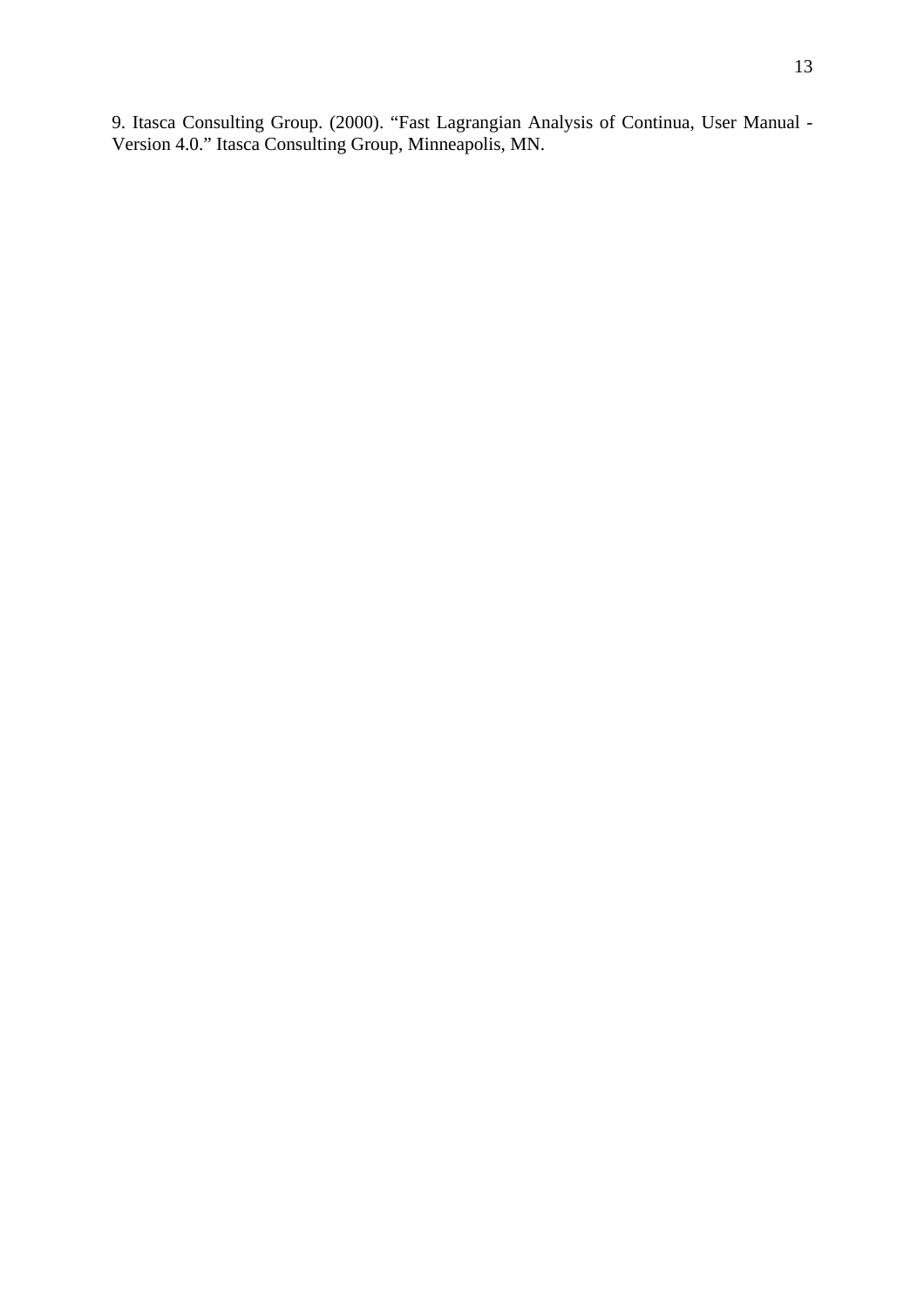9. Itasca Consulting Group. (2000). "Fast Lagrangian Analysis of Continua, User Manual - Version 4.0." Itasca Consulting Group, Minneapolis, MN.